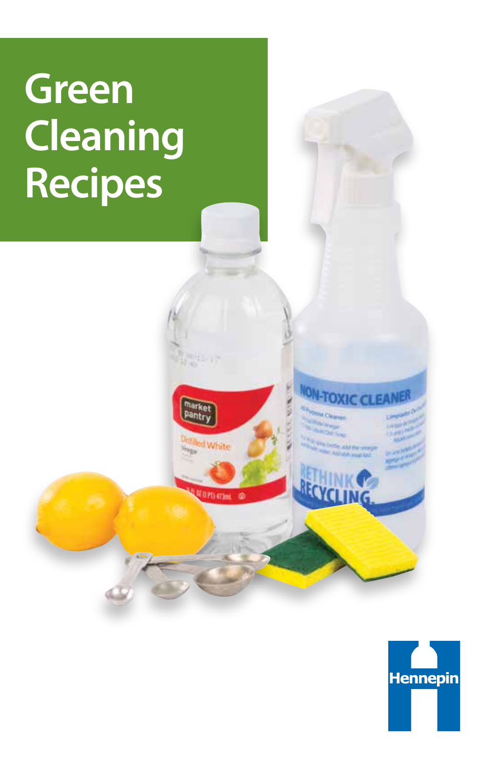# Green Cleaning Recipes

Hennepin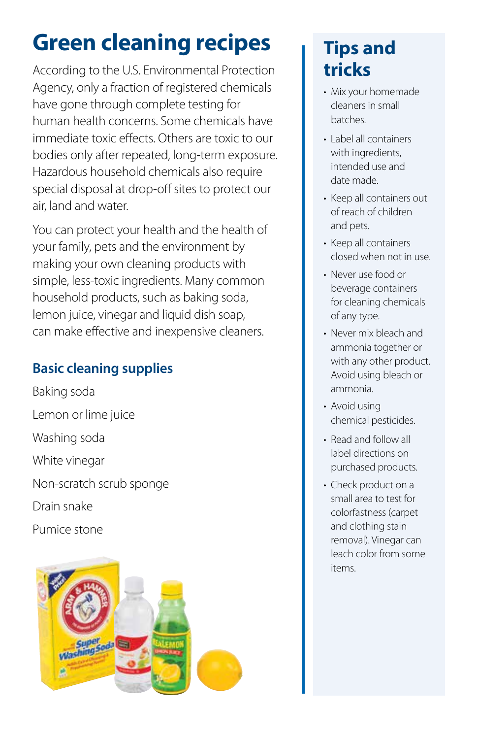# Green cleaning recipes

According to the U.S. Environmental Protection Agency, only a fraction of registered chemicals have gone through complete testing for human health concerns. Some chemicals have immediate toxic effects. Others are toxic to our bodies only after repeated, long-term exposure. Hazardous household chemicals also require special disposal at drop-off sites to protect our air, land and water.

You can protect your health and the health of your family, pets and the environment by making your own cleaning products with simple, less-toxic ingredients. Many common household products, such as baking soda, lemon juice, vinegar and liquid dish soap, can make effective and inexpensive cleaners.

## Basic cleaning supplies

Baking soda

Lemon or lime juice

Washing soda

White vinegar

Non-scratch scrub sponge

Drain snake

Pumice stone

## Tips and tricks

- Mix your homemade cleaners in small batches.
- Label all containers with ingredients, intended use and date made.
- Keep all containers out of reach of children and pets.
- Keep all containers closed when not in use.
- Never use food or beverage containers for cleaning chemicals of any type.
- Never mix bleach and ammonia together or with any other product. Avoid using bleach or ammonia.
- Avoid using chemical pesticides.
- Read and follow all label directions on purchased products.
- Check product on a small area to test for colorfastness (carpet and clothing stain removal). Vinegar can leach color from some items.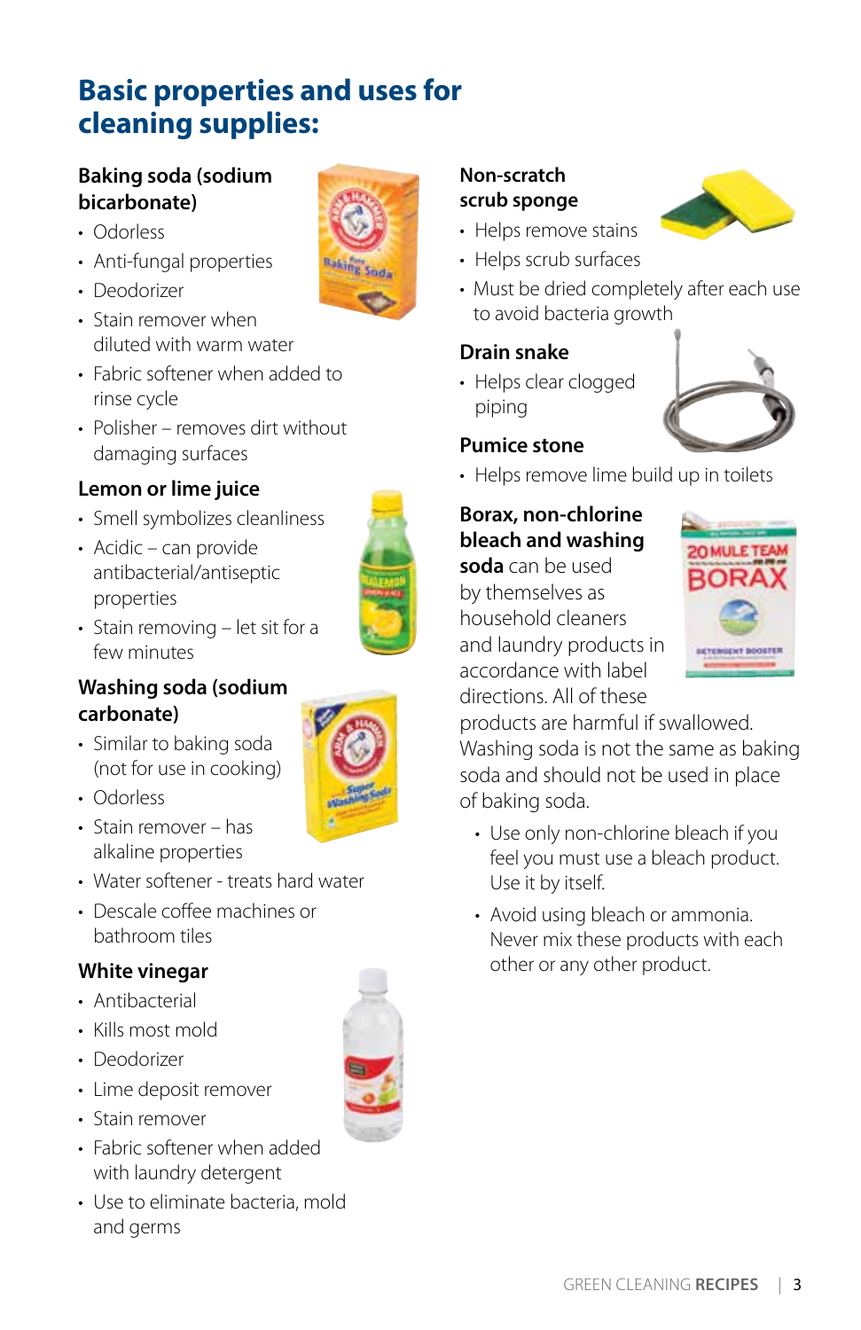# Basic properties and uses for cleaning supplies:

### Baking soda (sodium bicarbonate)

- Odorless
- Anti-fungal properties
- Deodorizer
- Stain remover when diluted with warm water
- Fabric softener when added to rinse cycle
- Polisher – removes dirt without damaging surfaces

### Lemon or lime juice

- Smell symbolizes cleanliness
- Acidic – can provide antibacterial/antiseptic properties
- Stain removing – let sit for a few minutes

### Washing soda (sodium carbonate)

- Similar to baking soda (not for use in cooking)
- Odorless
- Stain remover – has alkaline properties
- Water softener - treats hard water
- Descale coffee machines or bathroom tiles

### White vinegar

- Antibacterial
- Kills most mold
- Deodorizer
- Lime deposit remover
- Stain remover
- Fabric softener when added with laundry detergent
- Use to eliminate bacteria, mold and germs

### Non-scratch scrub sponge

- Helps remove stains
- Helps scrub surfaces
- Must be dried completely after each use to avoid bacteria growth

### Drain snake

- Helps clear clogged piping

### Pumice stone

- Helps remove lime build up in toilets

**Borax, non-chlorine bleach and washing soda** can be used by themselves as household cleaners and laundry products in accordance with label directions. All of these products are harmful if swallowed. Washing soda is not the same as baking soda and should not be used in place of baking soda.

- Use only non-chlorine bleach if you feel you must use a bleach product. Use it by itself.
- Avoid using bleach or ammonia. Never mix these products with each other or any other product.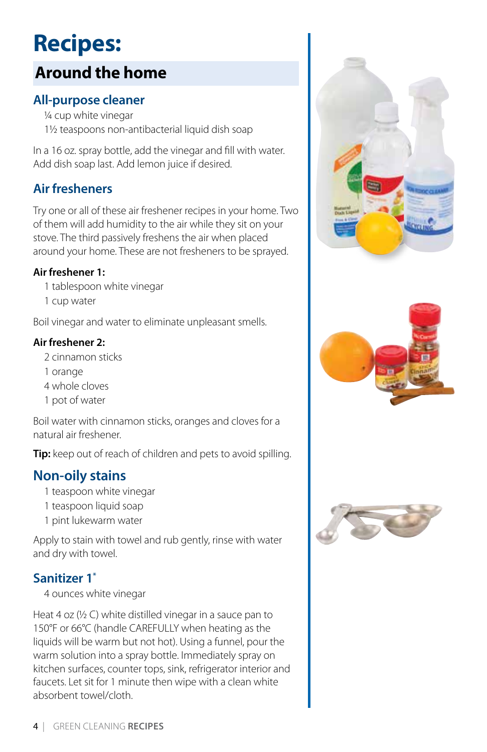# Recipes:

## Around the home

### All-purpose cleaner

¼ cup white vinegar
1½ teaspoons non-antibacterial liquid dish soap

In a 16 oz. spray bottle, add the vinegar and fill with water. Add dish soap last. Add lemon juice if desired.

### Air fresheners

Try one or all of these air freshener recipes in your home. Two of them will add humidity to the air while they sit on your stove. The third passively freshens the air when placed around your home. These are not fresheners to be sprayed.

**Air freshener 1:**

1 tablespoon white vinegar
1 cup water

Boil vinegar and water to eliminate unpleasant smells.

**Air freshener 2:**

2 cinnamon sticks
1 orange
4 whole cloves
1 pot of water

Boil water with cinnamon sticks, oranges and cloves for a natural air freshener.

**Tip:** keep out of reach of children and pets to avoid spilling.

### Non-oily stains

1 teaspoon white vinegar
1 teaspoon liquid soap
1 pint lukewarm water

Apply to stain with towel and rub gently, rinse with water and dry with towel.

### Sanitizer 1*

4 ounces white vinegar

Heat 4 oz (½ C) white distilled vinegar in a sauce pan to 150°F or 66°C (handle CAREFULLY when heating as the liquids will be warm but not hot). Using a funnel, pour the warm solution into a spray bottle. Immediately spray on kitchen surfaces, counter tops, sink, refrigerator interior and faucets. Let sit for 1 minute then wipe with a clean white absorbent towel/cloth.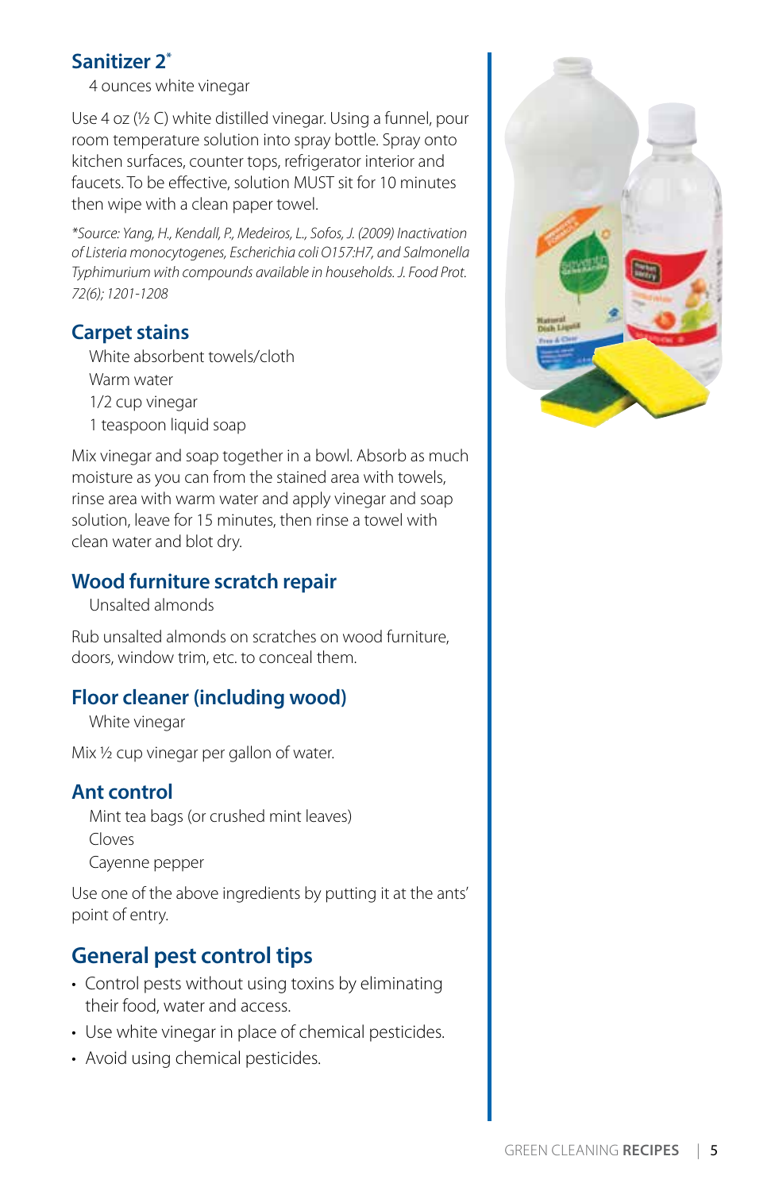## Sanitizer 2*

4 ounces white vinegar

Use 4 oz (½ C) white distilled vinegar. Using a funnel, pour room temperature solution into spray bottle. Spray onto kitchen surfaces, counter tops, refrigerator interior and faucets. To be effective, solution MUST sit for 10 minutes then wipe with a clean paper towel.

*\*Source: Yang, H., Kendall, P., Medeiros, L., Sofos, J. (2009) Inactivation of Listeria monocytogenes, Escherichia coli O157:H7, and Salmonella Typhimurium with compounds available in households. J. Food Prot. 72(6); 1201-1208*

## Carpet stains

White absorbent towels/cloth
Warm water
1/2 cup vinegar
1 teaspoon liquid soap

Mix vinegar and soap together in a bowl. Absorb as much moisture as you can from the stained area with towels, rinse area with warm water and apply vinegar and soap solution, leave for 15 minutes, then rinse a towel with clean water and blot dry.

## Wood furniture scratch repair

Unsalted almonds

Rub unsalted almonds on scratches on wood furniture, doors, window trim, etc. to conceal them.

## Floor cleaner (including wood)

White vinegar

Mix ½ cup vinegar per gallon of water.

## Ant control

Mint tea bags (or crushed mint leaves)
Cloves
Cayenne pepper

Use one of the above ingredients by putting it at the ants' point of entry.

## General pest control tips

- Control pests without using toxins by eliminating their food, water and access.
- Use white vinegar in place of chemical pesticides.
- Avoid using chemical pesticides.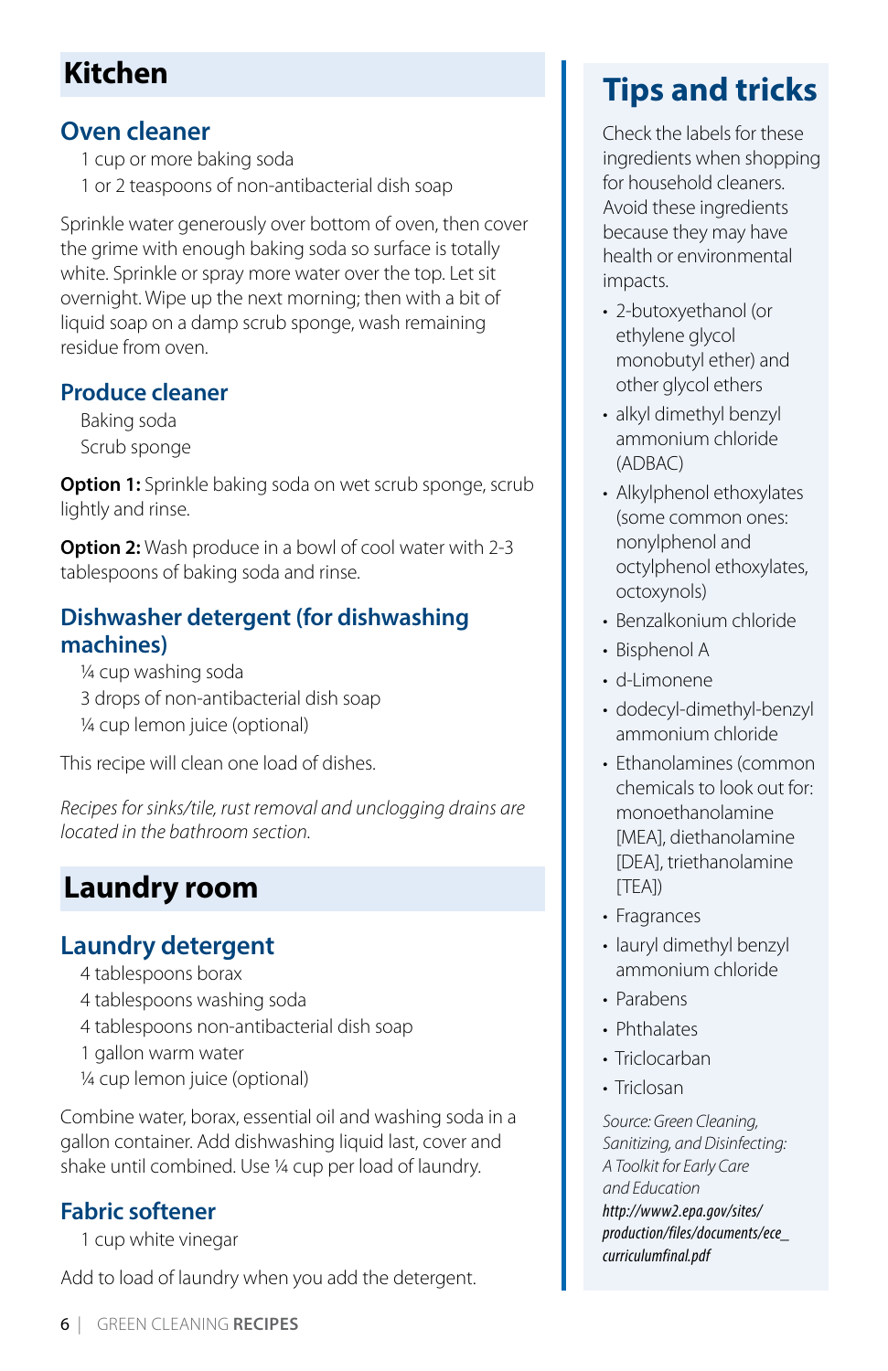## Kitchen

### Oven cleaner

1 cup or more baking soda
1 or 2 teaspoons of non-antibacterial dish soap

Sprinkle water generously over bottom of oven, then cover the grime with enough baking soda so surface is totally white. Sprinkle or spray more water over the top. Let sit overnight. Wipe up the next morning; then with a bit of liquid soap on a damp scrub sponge, wash remaining residue from oven.

### Produce cleaner

Baking soda
Scrub sponge

**Option 1:** Sprinkle baking soda on wet scrub sponge, scrub lightly and rinse.

**Option 2:** Wash produce in a bowl of cool water with 2-3 tablespoons of baking soda and rinse.

### Dishwasher detergent (for dishwashing machines)

¼ cup washing soda
3 drops of non-antibacterial dish soap
¼ cup lemon juice (optional)

This recipe will clean one load of dishes.

*Recipes for sinks/tile, rust removal and unclogging drains are located in the bathroom section.*

## Laundry room

### Laundry detergent

4 tablespoons borax
4 tablespoons washing soda
4 tablespoons non-antibacterial dish soap
1 gallon warm water
¼ cup lemon juice (optional)

Combine water, borax, essential oil and washing soda in a gallon container. Add dishwashing liquid last, cover and shake until combined. Use ¼ cup per load of laundry.

### Fabric softener

1 cup white vinegar

Add to load of laundry when you add the detergent.

## Tips and tricks

Check the labels for these ingredients when shopping for household cleaners. Avoid these ingredients because they may have health or environmental impacts.

- 2-butoxyethanol (or ethylene glycol monobutyl ether) and other glycol ethers
- alkyl dimethyl benzyl ammonium chloride (ADBAC)
- Alkylphenol ethoxylates (some common ones: nonylphenol and octylphenol ethoxylates, octoxynols)
- Benzalkonium chloride
- Bisphenol A
- d-Limonene
- dodecyl-dimethyl-benzyl ammonium chloride
- Ethanolamines (common chemicals to look out for: monoethanolamine [MEA], diethanolamine [DEA], triethanolamine [TEA])
- Fragrances
- lauryl dimethyl benzyl ammonium chloride
- Parabens
- Phthalates
- Triclocarban
- Triclosan

*Source: Green Cleaning, Sanitizing, and Disinfecting: A Toolkit for Early Care and Education*
*http://www2.epa.gov/sites/production/files/documents/ece_curriculumfinal.pdf*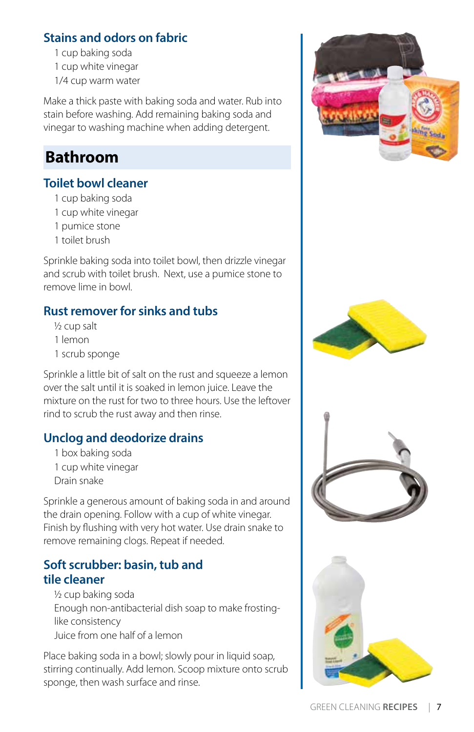### Stains and odors on fabric

1 cup baking soda
1 cup white vinegar
1/4 cup warm water

Make a thick paste with baking soda and water. Rub into stain before washing. Add remaining baking soda and vinegar to washing machine when adding detergent.

## Bathroom

### Toilet bowl cleaner

1 cup baking soda
1 cup white vinegar
1 pumice stone
1 toilet brush

Sprinkle baking soda into toilet bowl, then drizzle vinegar and scrub with toilet brush. Next, use a pumice stone to remove lime in bowl.

### Rust remover for sinks and tubs

½ cup salt
1 lemon
1 scrub sponge

Sprinkle a little bit of salt on the rust and squeeze a lemon over the salt until it is soaked in lemon juice. Leave the mixture on the rust for two to three hours. Use the leftover rind to scrub the rust away and then rinse.

### Unclog and deodorize drains

1 box baking soda
1 cup white vinegar
Drain snake

Sprinkle a generous amount of baking soda in and around the drain opening. Follow with a cup of white vinegar. Finish by flushing with very hot water. Use drain snake to remove remaining clogs. Repeat if needed.

### Soft scrubber: basin, tub and tile cleaner

½ cup baking soda
Enough non-antibacterial dish soap to make frosting-like consistency
Juice from one half of a lemon

Place baking soda in a bowl; slowly pour in liquid soap, stirring continually. Add lemon. Scoop mixture onto scrub sponge, then wash surface and rinse.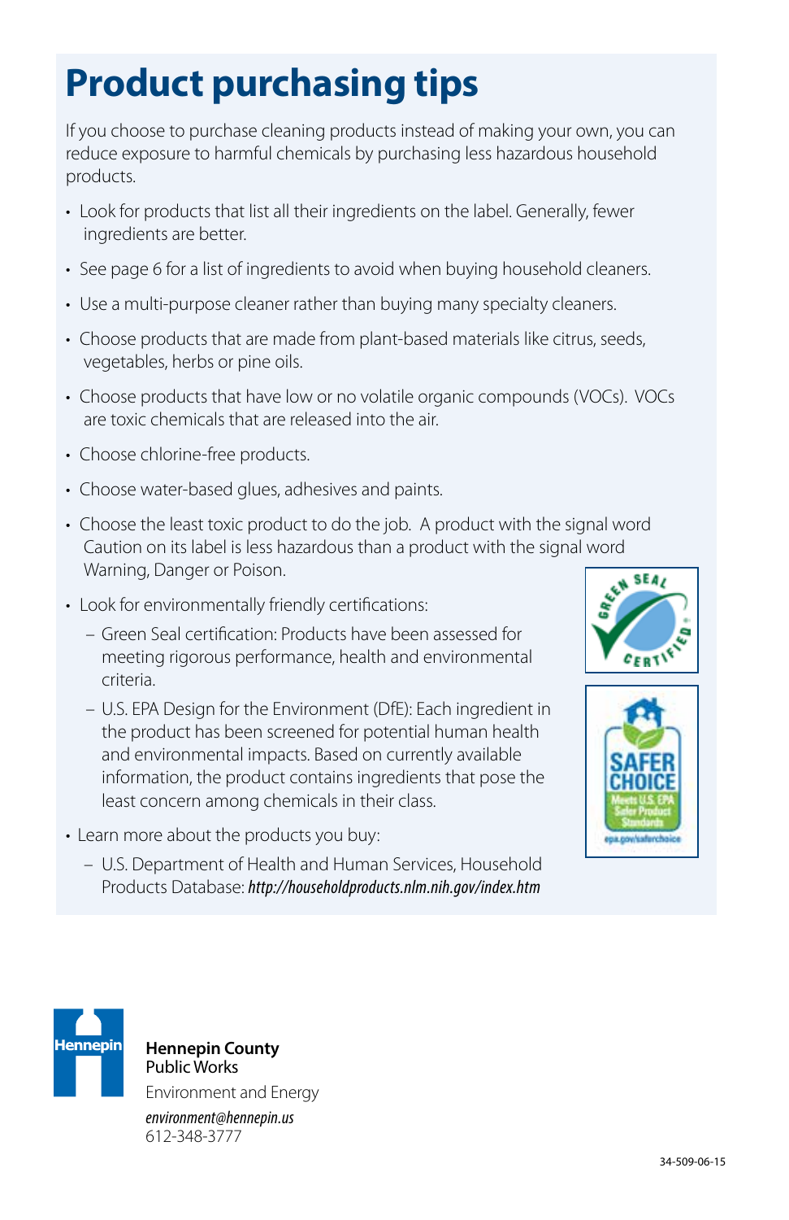# Product purchasing tips

If you choose to purchase cleaning products instead of making your own, you can reduce exposure to harmful chemicals by purchasing less hazardous household products.

- Look for products that list all their ingredients on the label. Generally, fewer ingredients are better.
- See page 6 for a list of ingredients to avoid when buying household cleaners.
- Use a multi-purpose cleaner rather than buying many specialty cleaners.
- Choose products that are made from plant-based materials like citrus, seeds, vegetables, herbs or pine oils.
- Choose products that have low or no volatile organic compounds (VOCs). VOCs are toxic chemicals that are released into the air.
- Choose chlorine-free products.
- Choose water-based glues, adhesives and paints.
- Choose the least toxic product to do the job. A product with the signal word Caution on its label is less hazardous than a product with the signal word Warning, Danger or Poison.
- Look for environmentally friendly certifications:
  - Green Seal certification: Products have been assessed for meeting rigorous performance, health and environmental criteria.
  - U.S. EPA Design for the Environment (DfE): Each ingredient in the product has been screened for potential human health and environmental impacts. Based on currently available information, the product contains ingredients that pose the least concern among chemicals in their class.
- Learn more about the products you buy:
  - U.S. Department of Health and Human Services, Household Products Database: *http://householdproducts.nlm.nih.gov/index.htm*

**Hennepin County**
**Public Works**
Environment and Energy
*environment@hennepin.us*
612-348-3777

34-509-06-15